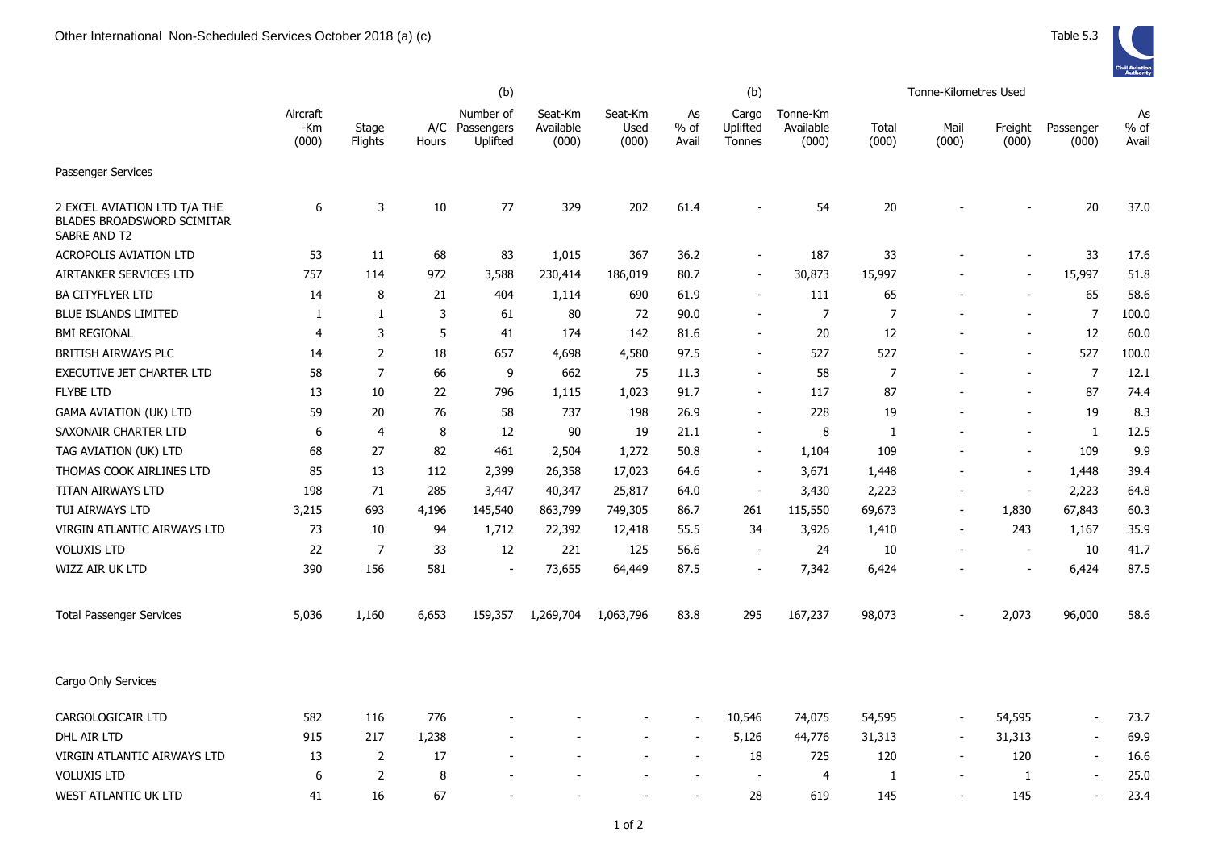# Other International Non-Scheduled Services October 2018 (a) (c)

Table 5.3

| | Aircraft -Km (000) | Stage Flights | A/C Hours | (b) Number of Passengers Uplifted | Seat-Km Available (000) | Seat-Km Used (000) | As % of Avail | (b) Cargo Uplifted Tonnes | Tonne-Km Available (000) | Tonne-Kilometres Used Total (000) | Mail (000) | Freight (000) | Passenger (000) | As % of Avail |
|---|---|---|---|---|---|---|---|---|---|---|---|---|---|---|
| Passenger Services | | | | | | | | | | | | | | |
| 2 EXCEL AVIATION LTD T/A THE BLADES BROADSWORD SCIMITAR SABRE AND T2 | 6 | 3 | 10 | 77 | 329 | 202 | 61.4 | - | 54 | 20 | - | - | 20 | 37.0 |
| ACROPOLIS AVIATION LTD | 53 | 11 | 68 | 83 | 1,015 | 367 | 36.2 | - | 187 | 33 | - | - | 33 | 17.6 |
| AIRTANKER SERVICES LTD | 757 | 114 | 972 | 3,588 | 230,414 | 186,019 | 80.7 | - | 30,873 | 15,997 | - | - | 15,997 | 51.8 |
| BA CITYFLYER LTD | 14 | 8 | 21 | 404 | 1,114 | 690 | 61.9 | - | 111 | 65 | - | - | 65 | 58.6 |
| BLUE ISLANDS LIMITED | 1 | 1 | 3 | 61 | 80 | 72 | 90.0 | - | 7 | 7 | - | - | 7 | 100.0 |
| BMI REGIONAL | 4 | 3 | 5 | 41 | 174 | 142 | 81.6 | - | 20 | 12 | - | - | 12 | 60.0 |
| BRITISH AIRWAYS PLC | 14 | 2 | 18 | 657 | 4,698 | 4,580 | 97.5 | - | 527 | 527 | - | - | 527 | 100.0 |
| EXECUTIVE JET CHARTER LTD | 58 | 7 | 66 | 9 | 662 | 75 | 11.3 | - | 58 | 7 | - | - | 7 | 12.1 |
| FLYBE LTD | 13 | 10 | 22 | 796 | 1,115 | 1,023 | 91.7 | - | 117 | 87 | - | - | 87 | 74.4 |
| GAMA AVIATION (UK) LTD | 59 | 20 | 76 | 58 | 737 | 198 | 26.9 | - | 228 | 19 | - | - | 19 | 8.3 |
| SAXONAIR CHARTER LTD | 6 | 4 | 8 | 12 | 90 | 19 | 21.1 | - | 8 | 1 | - | - | 1 | 12.5 |
| TAG AVIATION (UK) LTD | 68 | 27 | 82 | 461 | 2,504 | 1,272 | 50.8 | - | 1,104 | 109 | - | - | 109 | 9.9 |
| THOMAS COOK AIRLINES LTD | 85 | 13 | 112 | 2,399 | 26,358 | 17,023 | 64.6 | - | 3,671 | 1,448 | - | - | 1,448 | 39.4 |
| TITAN AIRWAYS LTD | 198 | 71 | 285 | 3,447 | 40,347 | 25,817 | 64.0 | - | 3,430 | 2,223 | - | - | 2,223 | 64.8 |
| TUI AIRWAYS LTD | 3,215 | 693 | 4,196 | 145,540 | 863,799 | 749,305 | 86.7 | 261 | 115,550 | 69,673 | - | 1,830 | 67,843 | 60.3 |
| VIRGIN ATLANTIC AIRWAYS LTD | 73 | 10 | 94 | 1,712 | 22,392 | 12,418 | 55.5 | 34 | 3,926 | 1,410 | - | 243 | 1,167 | 35.9 |
| VOLUXIS LTD | 22 | 7 | 33 | 12 | 221 | 125 | 56.6 | - | 24 | 10 | - | - | 10 | 41.7 |
| WIZZ AIR UK LTD | 390 | 156 | 581 | - | 73,655 | 64,449 | 87.5 | - | 7,342 | 6,424 | - | - | 6,424 | 87.5 |
| Total Passenger Services | 5,036 | 1,160 | 6,653 | 159,357 | 1,269,704 | 1,063,796 | 83.8 | 295 | 167,237 | 98,073 | - | 2,073 | 96,000 | 58.6 |
| Cargo Only Services | | | | | | | | | | | | | | |
| CARGOLOGICAIR LTD | 582 | 116 | 776 | - | - | - | - | 10,546 | 74,075 | 54,595 | - | 54,595 | - | 73.7 |
| DHL AIR LTD | 915 | 217 | 1,238 | - | - | - | - | 5,126 | 44,776 | 31,313 | - | 31,313 | - | 69.9 |
| VIRGIN ATLANTIC AIRWAYS LTD | 13 | 2 | 17 | - | - | - | - | 18 | 725 | 120 | - | 120 | - | 16.6 |
| VOLUXIS LTD | 6 | 2 | 8 | - | - | - | - | - | 4 | 1 | - | 1 | - | 25.0 |
| WEST ATLANTIC UK LTD | 41 | 16 | 67 | - | - | - | - | 28 | 619 | 145 | - | 145 | - | 23.4 |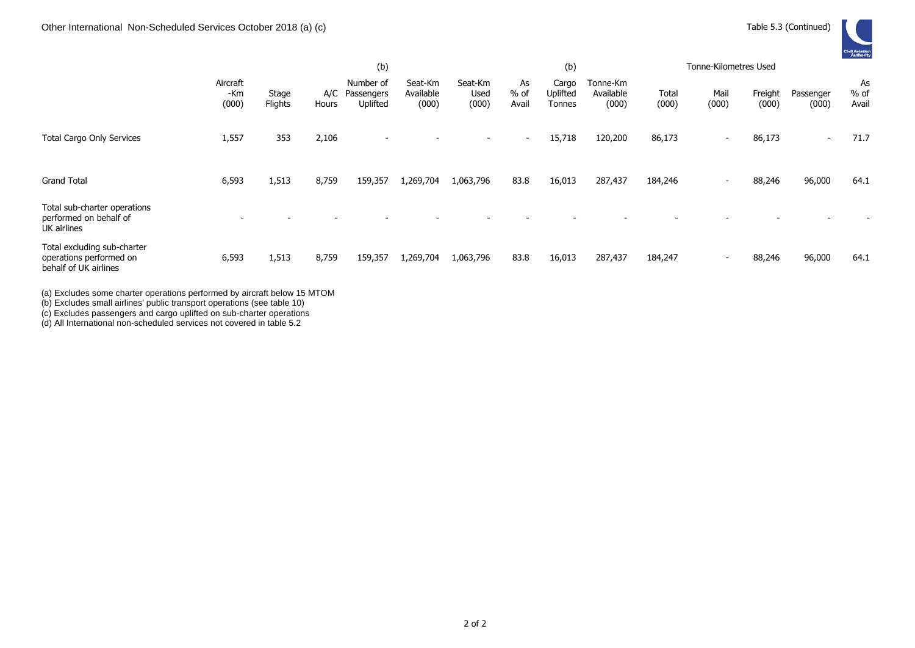Other International Non-Scheduled Services October 2018 (a) (c)

Table 5.3 (Continued)

| | Aircraft -Km (000) | Stage Flights | A/C Hours | (b) Number of Passengers Uplifted | Seat-Km Available (000) | Seat-Km Used (000) | As % of Avail | (b) Cargo Uplifted Tonnes | Tonne-Km Available (000) | Tonne-Kilometres Used Total (000) | Mail (000) | Freight (000) | Passenger (000) | As % of Avail |
|---|---|---|---|---|---|---|---|---|---|---|---|---|---|---|
| Total Cargo Only Services | 1,557 | 353 | 2,106 | - | - | - | - | 15,718 | 120,200 | 86,173 | - | 86,173 | - | 71.7 |
| Grand Total | 6,593 | 1,513 | 8,759 | 159,357 | 1,269,704 | 1,063,796 | 83.8 | 16,013 | 287,437 | 184,246 | - | 88,246 | 96,000 | 64.1 |
| Total sub-charter operations performed on behalf of UK airlines | - | - | - | - | - | - | - | - | - | - | - | - | - | - |
| Total excluding sub-charter operations performed on behalf of UK airlines | 6,593 | 1,513 | 8,759 | 159,357 | 1,269,704 | 1,063,796 | 83.8 | 16,013 | 287,437 | 184,247 | - | 88,246 | 96,000 | 64.1 |

(a) Excludes some charter operations performed by aircraft below 15 MTOM
(b) Excludes small airlines' public transport operations (see table 10)
(c) Excludes passengers and cargo uplifted on sub-charter operations
(d) All International non-scheduled services not covered in table 5.2